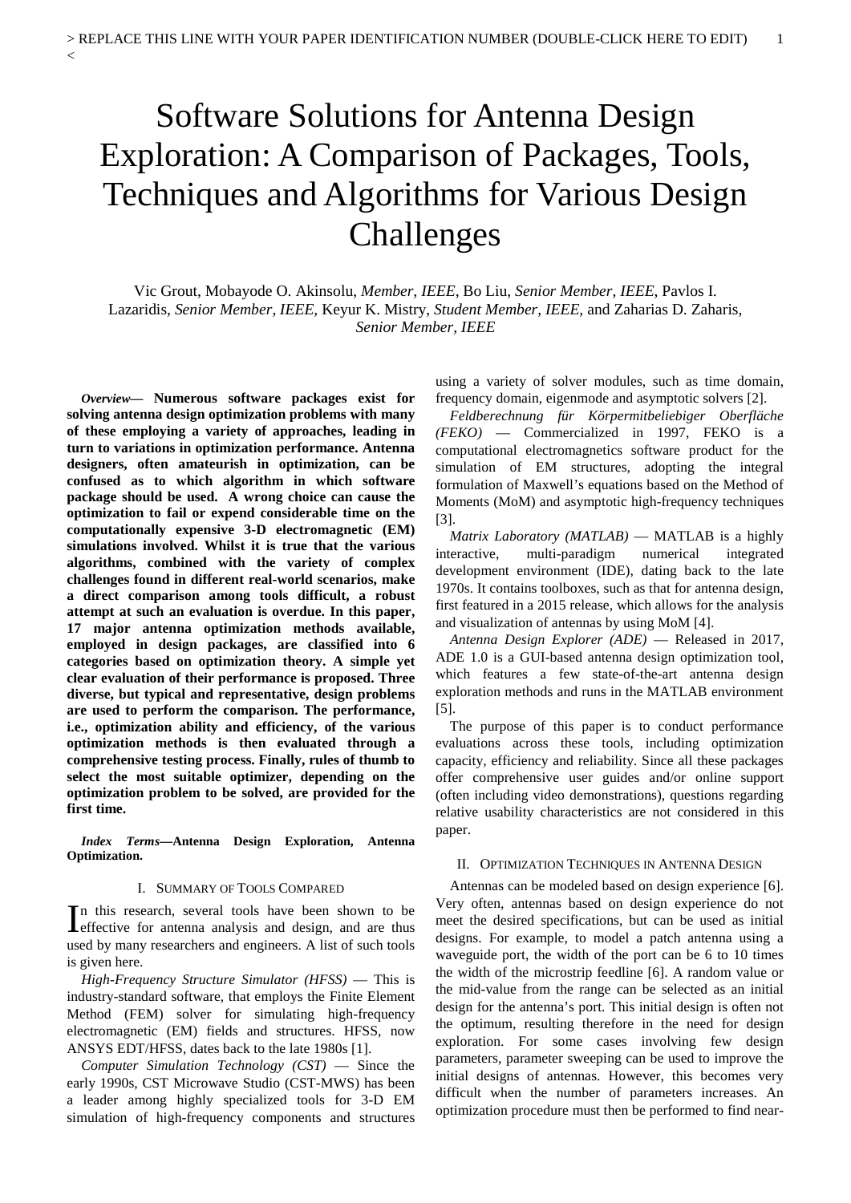# Software Solutions for Antenna Design Exploration: A Comparison of Packages, Tools, Techniques and Algorithms for Various Design Challenges

Vic Grout, Mobayode O. Akinsolu, *Member, IEEE*, Bo Liu, *Senior Member, IEEE*, Pavlos I. Lazaridis, *Senior Member, IEEE*, Keyur K. Mistry, *Student Member, IEEE*, and Zaharias D. Zaharis, *Senior Member, IEEE*

***Overview*— Numerous software packages exist for solving antenna design optimization problems with many of these employing a variety of approaches, leading in turn to variations in optimization performance. Antenna designers, often amateurish in optimization, can be confused as to which algorithm in which software package should be used. A wrong choice can cause the optimization to fail or expend considerable time on the computationally expensive 3-D electromagnetic (EM) simulations involved. Whilst it is true that the various algorithms, combined with the variety of complex challenges found in different real-world scenarios, make a direct comparison among tools difficult, a robust attempt at such an evaluation is overdue. In this paper, 17 major antenna optimization methods available, employed in design packages, are classified into 6 categories based on optimization theory. A simple yet clear evaluation of their performance is proposed. Three diverse, but typical and representative, design problems are used to perform the comparison. The performance, i.e., optimization ability and efficiency, of the various optimization methods is then evaluated through a comprehensive testing process. Finally, rules of thumb to select the most suitable optimizer, depending on the optimization problem to be solved, are provided for the first time.**

***Index Terms*—Antenna Design Exploration, Antenna Optimization.**

## I. Summary of Tools Compared

In this research, several tools have been shown to be effective for antenna analysis and design, and are thus used by many researchers and engineers. A list of such tools is given here.

*High-Frequency Structure Simulator (HFSS)* — This is industry-standard software, that employs the Finite Element Method (FEM) solver for simulating high-frequency electromagnetic (EM) fields and structures. HFSS, now ANSYS EDT/HFSS, dates back to the late 1980s [1].

*Computer Simulation Technology (CST)* — Since the early 1990s, CST Microwave Studio (CST-MWS) has been a leader among highly specialized tools for 3-D EM simulation of high-frequency components and structures using a variety of solver modules, such as time domain, frequency domain, eigenmode and asymptotic solvers [2].

*Feldberechnung für Körpermitbeliebiger Oberfläche (FEKO)* — Commercialized in 1997, FEKO is a computational electromagnetics software product for the simulation of EM structures, adopting the integral formulation of Maxwell's equations based on the Method of Moments (MoM) and asymptotic high-frequency techniques [3].

*Matrix Laboratory (MATLAB)* — MATLAB is a highly interactive, multi-paradigm numerical integrated development environment (IDE), dating back to the late 1970s. It contains toolboxes, such as that for antenna design, first featured in a 2015 release, which allows for the analysis and visualization of antennas by using MoM [4].

*Antenna Design Explorer (ADE)* — Released in 2017, ADE 1.0 is a GUI-based antenna design optimization tool, which features a few state-of-the-art antenna design exploration methods and runs in the MATLAB environment [5].

The purpose of this paper is to conduct performance evaluations across these tools, including optimization capacity, efficiency and reliability. Since all these packages offer comprehensive user guides and/or online support (often including video demonstrations), questions regarding relative usability characteristics are not considered in this paper.

## II. Optimization Techniques in Antenna Design

Antennas can be modeled based on design experience [6]. Very often, antennas based on design experience do not meet the desired specifications, but can be used as initial designs. For example, to model a patch antenna using a waveguide port, the width of the port can be 6 to 10 times the width of the microstrip feedline [6]. A random value or the mid-value from the range can be selected as an initial design for the antenna's port. This initial design is often not the optimum, resulting therefore in the need for design exploration. For some cases involving few design parameters, parameter sweeping can be used to improve the initial designs of antennas. However, this becomes very difficult when the number of parameters increases. An optimization procedure must then be performed to find near-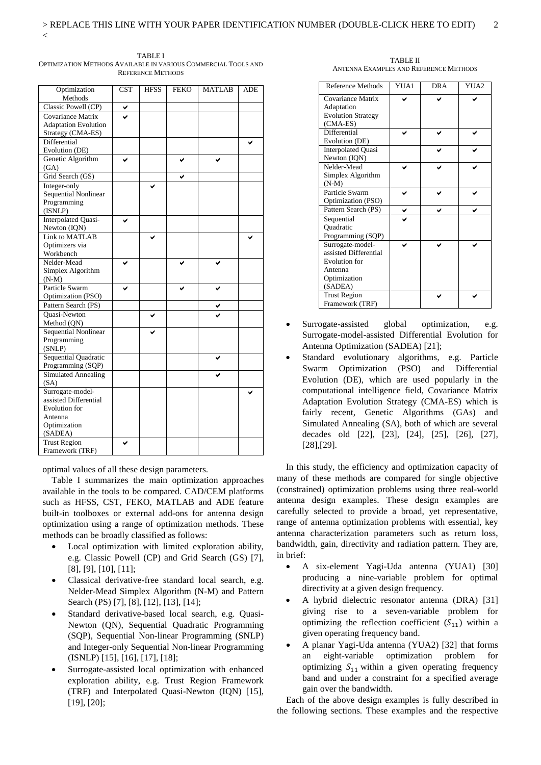TABLE I
OPTIMIZATION METHODS AVAILABLE IN VARIOUS COMMERCIAL TOOLS AND REFERENCE METHODS

| Optimization Methods | CST | HFSS | FEKO | MATLAB | ADE |
|---|---|---|---|---|---|
| Classic Powell (CP) | ✔ | | | | |
| Covariance Matrix Adaptation Evolution Strategy (CMA-ES) | ✔ | | | | |
| Differential Evolution (DE) | | | | | ✔ |
| Genetic Algorithm (GA) | ✔ | | ✔ | ✔ | |
| Grid Search (GS) | | | ✔ | | |
| Integer-only Sequential Nonlinear Programming (ISNLP) | | ✔ | | | |
| Interpolated Quasi-Newton (IQN) | ✔ | | | | |
| Link to MATLAB Optimizers via Workbench | | ✔ | | | ✔ |
| Nelder-Mead Simplex Algorithm (N-M) | ✔ | | ✔ | ✔ | |
| Particle Swarm Optimization (PSO) | ✔ | | ✔ | ✔ | |
| Pattern Search (PS) | | | | ✔ | |
| Quasi-Newton Method (QN) | | ✔ | | ✔ | |
| Sequential Nonlinear Programming (SNLP) | | ✔ | | | |
| Sequential Quadratic Programming (SQP) | | | | ✔ | |
| Simulated Annealing (SA) | | | | ✔ | |
| Surrogate-model-assisted Differential Evolution for Antenna Optimization (SADEA) | | | | | ✔ |
| Trust Region Framework (TRF) | ✔ | | | | |

optimal values of all these design parameters.

Table I summarizes the main optimization approaches available in the tools to be compared. CAD/CEM platforms such as HFSS, CST, FEKO, MATLAB and ADE feature built-in toolboxes or external add-ons for antenna design optimization using a range of optimization methods. These methods can be broadly classified as follows:

- Local optimization with limited exploration ability, e.g. Classic Powell (CP) and Grid Search (GS) [7], [8], [9], [10], [11];
- Classical derivative-free standard local search, e.g. Nelder-Mead Simplex Algorithm (N-M) and Pattern Search (PS) [7], [8], [12], [13], [14];
- Standard derivative-based local search, e.g. Quasi-Newton (QN), Sequential Quadratic Programming (SQP), Sequential Non-linear Programming (SNLP) and Integer-only Sequential Non-linear Programming (ISNLP) [15], [16], [17], [18];
- Surrogate-assisted local optimization with enhanced exploration ability, e.g. Trust Region Framework (TRF) and Interpolated Quasi-Newton (IQN) [15], [19], [20];

TABLE II
ANTENNA EXAMPLES AND REFERENCE METHODS

| Reference Methods | YUA1 | DRA | YUA2 |
|---|---|---|---|
| Covariance Matrix Adaptation Evolution Strategy (CMA-ES) | ✔ | ✔ | ✔ |
| Differential Evolution (DE) | ✔ | ✔ | ✔ |
| Interpolated Quasi Newton (IQN) | | ✔ | ✔ |
| Nelder-Mead Simplex Algorithm (N-M) | ✔ | ✔ | ✔ |
| Particle Swarm Optimization (PSO) | ✔ | ✔ | ✔ |
| Pattern Search (PS) | ✔ | ✔ | ✔ |
| Sequential Quadratic Programming (SQP) | ✔ | | |
| Surrogate-model-assisted Differential Evolution for Antenna Optimization (SADEA) | ✔ | ✔ | ✔ |
| Trust Region Framework (TRF) | | ✔ | ✔ |

- Surrogate-assisted global optimization, e.g. Surrogate-model-assisted Differential Evolution for Antenna Optimization (SADEA) [21];
- Standard evolutionary algorithms, e.g. Particle Swarm Optimization (PSO) and Differential Evolution (DE), which are used popularly in the computational intelligence field, Covariance Matrix Adaptation Evolution Strategy (CMA-ES) which is fairly recent, Genetic Algorithms (GAs) and Simulated Annealing (SA), both of which are several decades old [22], [23], [24], [25], [26], [27], [28],[29].

In this study, the efficiency and optimization capacity of many of these methods are compared for single objective (constrained) optimization problems using three real-world antenna design examples. These design examples are carefully selected to provide a broad, yet representative, range of antenna optimization problems with essential, key antenna characterization parameters such as return loss, bandwidth, gain, directivity and radiation pattern. They are, in brief:

- A six-element Yagi-Uda antenna (YUA1) [30] producing a nine-variable problem for optimal directivity at a given design frequency.
- A hybrid dielectric resonator antenna (DRA) [31] giving rise to a seven-variable problem for optimizing the reflection coefficient ($S_{11}$) within a given operating frequency band.
- A planar Yagi-Uda antenna (YUA2) [32] that forms an eight-variable optimization problem for optimizing $S_{11}$ within a given operating frequency band and under a constraint for a specified average gain over the bandwidth.

Each of the above design examples is fully described in the following sections. These examples and the respective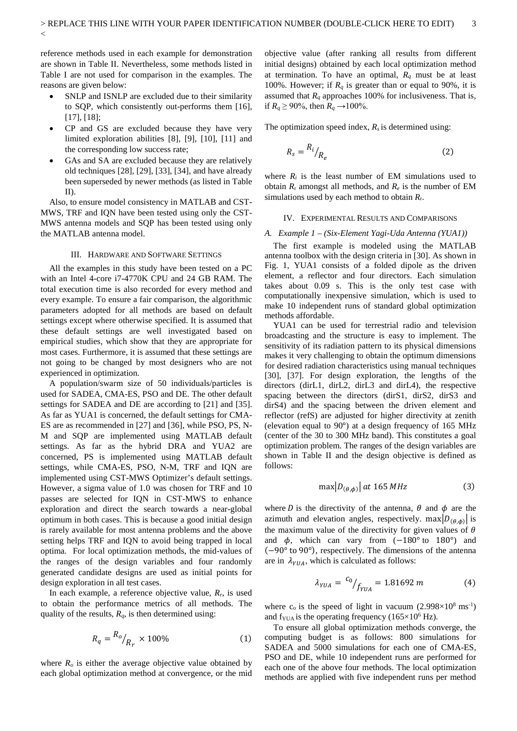reference methods used in each example for demonstration are shown in Table II. Nevertheless, some methods listed in Table I are not used for comparison in the examples. The reasons are given below:

- SNLP and ISNLP are excluded due to their similarity to SQP, which consistently out-performs them [16], [17], [18];
- CP and GS are excluded because they have very limited exploration abilities [8], [9], [10], [11] and the corresponding low success rate;
- GAs and SA are excluded because they are relatively old techniques [28], [29], [33], [34], and have already been superseded by newer methods (as listed in Table II).

Also, to ensure model consistency in MATLAB and CST-MWS, TRF and IQN have been tested using only the CST-MWS antenna models and SQP has been tested using only the MATLAB antenna model.

## III. Hardware and Software Settings

All the examples in this study have been tested on a PC with an Intel 4-core i7-4770K CPU and 24 GB RAM. The total execution time is also recorded for every method and every example. To ensure a fair comparison, the algorithmic parameters adopted for all methods are based on default settings except where otherwise specified. It is assumed that these default settings are well investigated based on empirical studies, which show that they are appropriate for most cases. Furthermore, it is assumed that these settings are not going to be changed by most designers who are not experienced in optimization.

A population/swarm size of 50 individuals/particles is used for SADEA, CMA-ES, PSO and DE. The other default settings for SADEA and DE are according to [21] and [35]. As far as YUA1 is concerned, the default settings for CMA-ES are as recommended in [27] and [36], while PSO, PS, N-M and SQP are implemented using MATLAB default settings. As far as the hybrid DRA and YUA2 are concerned, PS is implemented using MATLAB default settings, while CMA-ES, PSO, N-M, TRF and IQN are implemented using CST-MWS Optimizer's default settings. However, a sigma value of 1.0 was chosen for TRF and 10 passes are selected for IQN in CST-MWS to enhance exploration and direct the search towards a near-global optimum in both cases. This is because a good initial design is rarely available for most antenna problems and the above setting helps TRF and IQN to avoid being trapped in local optima. For local optimization methods, the mid-values of the ranges of the design variables and four randomly generated candidate designs are used as initial points for design exploration in all test cases.

In each example, a reference objective value, $R_r$, is used to obtain the performance metrics of all methods. The quality of the results, $R_q$, is then determined using:

$$R_q = {}^{R_o}/_{R_r} \times 100\% \tag{1}$$

where $R_o$ is either the average objective value obtained by each global optimization method at convergence, or the mid objective value (after ranking all results from different initial designs) obtained by each local optimization method at termination. To have an optimal, $R_q$ must be at least 100%. However; if $R_q$ is greater than or equal to 90%, it is assumed that $R_q$ approaches 100% for inclusiveness. That is, if $R_q \geq 90\%$, then $R_q \rightarrow 100\%$.

The optimization speed index, $R_s$ is determined using:

$$R_s = {}^{R_i}/_{R_e} \tag{2}$$

where $R_i$ is the least number of EM simulations used to obtain $R_r$ amongst all methods, and $R_e$ is the number of EM simulations used by each method to obtain $R_r$.

## IV. Experimental Results and Comparisons

### A. Example 1 – (Six-Element Yagi-Uda Antenna (YUA1))

The first example is modeled using the MATLAB antenna toolbox with the design criteria in [30]. As shown in Fig. 1, YUA1 consists of a folded dipole as the driven element, a reflector and four directors. Each simulation takes about 0.09 s. This is the only test case with computationally inexpensive simulation, which is used to make 10 independent runs of standard global optimization methods affordable.

YUA1 can be used for terrestrial radio and television broadcasting and the structure is easy to implement. The sensitivity of its radiation pattern to its physical dimensions makes it very challenging to obtain the optimum dimensions for desired radiation characteristics using manual techniques [30], [37]. For design exploration, the lengths of the directors (dirL1, dirL2, dirL3 and dirL4), the respective spacing between the directors (dirS1, dirS2, dirS3 and dirS4) and the spacing between the driven element and reflector (refS) are adjusted for higher directivity at zenith (elevation equal to 90°) at a design frequency of 165 MHz (center of the 30 to 300 MHz band). This constitutes a goal optimization problem. The ranges of the design variables are shown in Table II and the design objective is defined as follows:

$$\max\left|D_{(\theta,\phi)}\right| \; at \; 165 \, MHz \tag{3}$$

where $D$ is the directivity of the antenna, $\theta$ and $\phi$ are the azimuth and elevation angles, respectively. $\max\left|D_{(\theta,\phi)}\right|$ is the maximum value of the directivity for given values of $\theta$ and $\phi$, which can vary from $(-180° \text{ to } 180°)$ and $(-90° \text{ to } 90°)$, respectively. The dimensions of the antenna are in $\lambda_{YUA}$, which is calculated as follows:

$$\lambda_{YUA} = {}^{c_0}/_{f_{YUA}} = 1.81692 \; m \tag{4}$$

where $c_o$ is the speed of light in vacuum ($2.998 \times 10^8$ ms$^{-1}$) and $f_{YUA}$ is the operating frequency ($165 \times 10^6$ Hz).

To ensure all global optimization methods converge, the computing budget is as follows: 800 simulations for SADEA and 5000 simulations for each one of CMA-ES, PSO and DE, while 10 independent runs are performed for each one of the above four methods. The local optimization methods are applied with five independent runs per method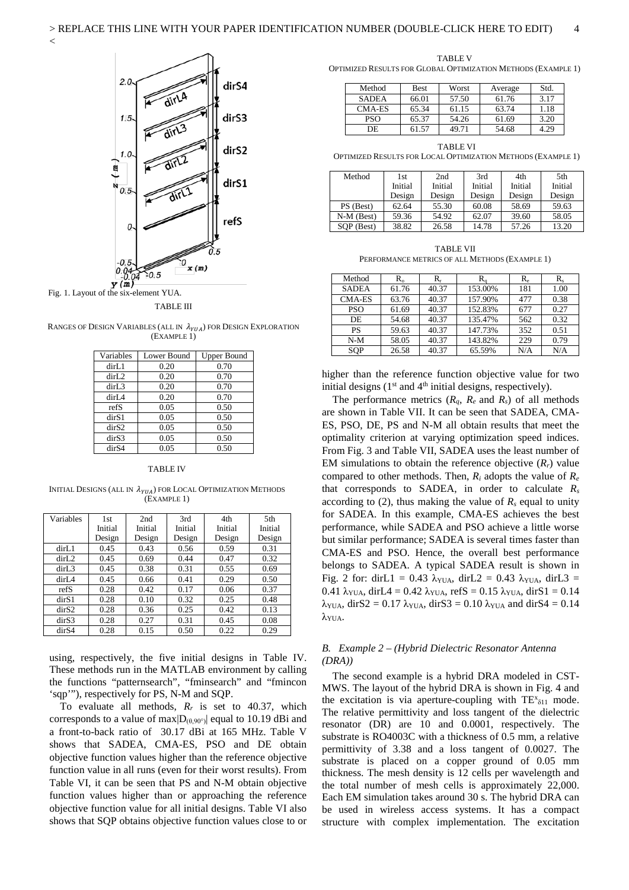Fig. 1. Layout of the six-element YUA.

TABLE III

RANGES OF DESIGN VARIABLES (ALL IN $\lambda_{YUA}$) FOR DESIGN EXPLORATION (EXAMPLE 1)

| Variables | Lower Bound | Upper Bound |
|---|---|---|
| dirL1 | 0.20 | 0.70 |
| dirL2 | 0.20 | 0.70 |
| dirL3 | 0.20 | 0.70 |
| dirL4 | 0.20 | 0.70 |
| refS | 0.05 | 0.50 |
| dirS1 | 0.05 | 0.50 |
| dirS2 | 0.05 | 0.50 |
| dirS3 | 0.05 | 0.50 |
| dirS4 | 0.05 | 0.50 |

TABLE IV

INITIAL DESIGNS (ALL IN $\lambda_{YUA}$) FOR LOCAL OPTIMIZATION METHODS (EXAMPLE 1)

| Variables | 1st Initial Design | 2nd Initial Design | 3rd Initial Design | 4th Initial Design | 5th Initial Design |
|---|---|---|---|---|---|
| dirL1 | 0.45 | 0.43 | 0.56 | 0.59 | 0.31 |
| dirL2 | 0.45 | 0.69 | 0.44 | 0.47 | 0.32 |
| dirL3 | 0.45 | 0.38 | 0.31 | 0.55 | 0.69 |
| dirL4 | 0.45 | 0.66 | 0.41 | 0.29 | 0.50 |
| refS | 0.28 | 0.42 | 0.17 | 0.06 | 0.37 |
| dirS1 | 0.28 | 0.10 | 0.32 | 0.25 | 0.48 |
| dirS2 | 0.28 | 0.36 | 0.25 | 0.42 | 0.13 |
| dirS3 | 0.28 | 0.27 | 0.31 | 0.45 | 0.08 |
| dirS4 | 0.28 | 0.15 | 0.50 | 0.22 | 0.29 |

using, respectively, the five initial designs in Table IV. These methods run in the MATLAB environment by calling the functions "patternsearch", "fminsearch" and "fmincon 'sqp'"), respectively for PS, N-M and SQP.

To evaluate all methods, $R_r$ is set to 40.37, which corresponds to a value of $\max|D_{(0,90°)}|$ equal to 10.19 dBi and a front-to-back ratio of 30.17 dBi at 165 MHz. Table V shows that SADEA, CMA-ES, PSO and DE obtain objective function values higher than the reference objective function value in all runs (even for their worst results). From Table VI, it can be seen that PS and N-M obtain objective function values higher than or approaching the reference objective function value for all initial designs. Table VI also shows that SQP obtains objective function values close to or higher than the reference function objective value for two initial designs (1st and 4th initial designs, respectively).

TABLE V

OPTIMIZED RESULTS FOR GLOBAL OPTIMIZATION METHODS (EXAMPLE 1)

| Method | Best | Worst | Average | Std. |
|---|---|---|---|---|
| SADEA | 66.01 | 57.50 | 61.76 | 3.17 |
| CMA-ES | 65.34 | 61.15 | 63.74 | 1.18 |
| PSO | 65.37 | 54.26 | 61.69 | 3.20 |
| DE | 61.57 | 49.71 | 54.68 | 4.29 |

TABLE VI

OPTIMIZED RESULTS FOR LOCAL OPTIMIZATION METHODS (EXAMPLE 1)

| Method | 1st Initial Design | 2nd Initial Design | 3rd Initial Design | 4th Initial Design | 5th Initial Design |
|---|---|---|---|---|---|
| PS (Best) | 62.64 | 55.30 | 60.08 | 58.69 | 59.63 |
| N-M (Best) | 59.36 | 54.92 | 62.07 | 39.60 | 58.05 |
| SQP (Best) | 38.82 | 26.58 | 14.78 | 57.26 | 13.20 |

TABLE VII

PERFORMANCE METRICS OF ALL METHODS (EXAMPLE 1)

| Method | $R_o$ | $R_r$ | $R_q$ | $R_e$ | $R_s$ |
|---|---|---|---|---|---|
| SADEA | 61.76 | 40.37 | 153.00% | 181 | 1.00 |
| CMA-ES | 63.76 | 40.37 | 157.90% | 477 | 0.38 |
| PSO | 61.69 | 40.37 | 152.83% | 677 | 0.27 |
| DE | 54.68 | 40.37 | 135.47% | 562 | 0.32 |
| PS | 59.63 | 40.37 | 147.73% | 352 | 0.51 |
| N-M | 58.05 | 40.37 | 143.82% | 229 | 0.79 |
| SQP | 26.58 | 40.37 | 65.59% | N/A | N/A |

The performance metrics ($R_q$, $R_e$ and $R_s$) of all methods are shown in Table VII. It can be seen that SADEA, CMA-ES, PSO, DE, PS and N-M all obtain results that meet the optimality criterion at varying optimization speed indices. From Fig. 3 and Table VII, SADEA uses the least number of EM simulations to obtain the reference objective ($R_r$) value compared to other methods. Then, $R_l$ adopts the value of $R_e$ that corresponds to SADEA, in order to calculate $R_s$ according to (2), thus making the value of $R_s$ equal to unity for SADEA. In this example, CMA-ES achieves the best performance, while SADEA and PSO achieve a little worse but similar performance; SADEA is several times faster than CMA-ES and PSO. Hence, the overall best performance belongs to SADEA. A typical SADEA result is shown in Fig. 2 for: dirL1 = 0.43 $\lambda_{YUA}$, dirL2 = 0.43 $\lambda_{YUA}$, dirL3 = 0.41 $\lambda_{YUA}$, dirL4 = 0.42 $\lambda_{YUA}$, refS = 0.15 $\lambda_{YUA}$, dirS1 = 0.14 $\lambda_{YUA}$, dirS2 = 0.17 $\lambda_{YUA}$, dirS3 = 0.10 $\lambda_{YUA}$ and dirS4 = 0.14 $\lambda_{YUA}$.

### *B. Example 2 – (Hybrid Dielectric Resonator Antenna (DRA))*

The second example is a hybrid DRA modeled in CST-MWS. The layout of the hybrid DRA is shown in Fig. 4 and the excitation is via aperture-coupling with $TE^x_{\delta 11}$ mode. The relative permittivity and loss tangent of the dielectric resonator (DR) are 10 and 0.0001, respectively. The substrate is RO4003C with a thickness of 0.5 mm, a relative permittivity of 3.38 and a loss tangent of 0.0027. The substrate is placed on a copper ground of 0.05 mm thickness. The mesh density is 12 cells per wavelength and the total number of mesh cells is approximately 22,000. Each EM simulation takes around 30 s. The hybrid DRA can be used in wireless access systems. It has a compact structure with complex implementation. The excitation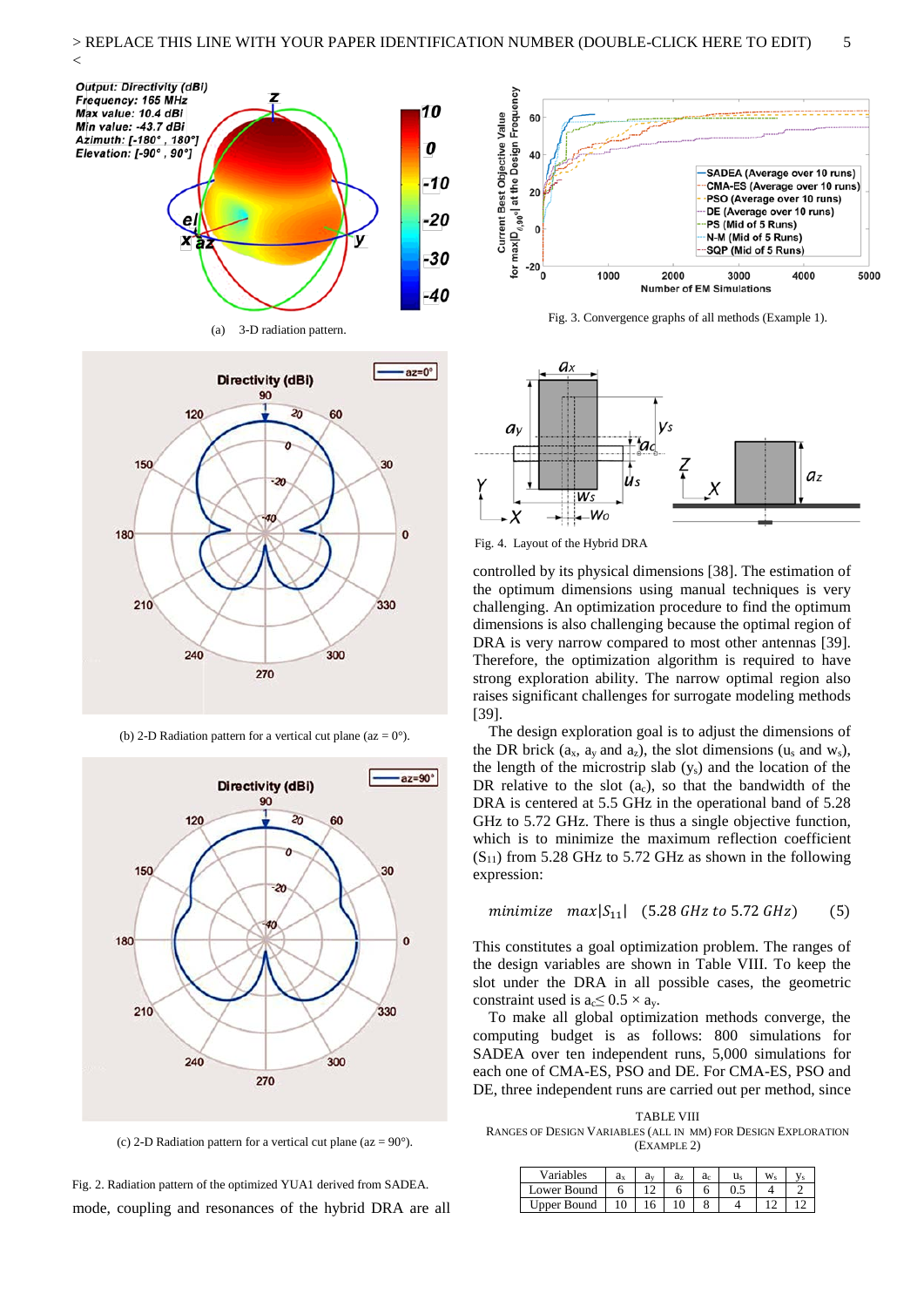(a) 3-D radiation pattern.

(b) 2-D Radiation pattern for a vertical cut plane (az = 0°).

(c) 2-D Radiation pattern for a vertical cut plane (az = 90°).

Fig. 2. Radiation pattern of the optimized YUA1 derived from SADEA.

Fig. 3. Convergence graphs of all methods (Example 1).

Fig. 4. Layout of the Hybrid DRA

mode, coupling and resonances of the hybrid DRA are all controlled by its physical dimensions [38]. The estimation of the optimum dimensions using manual techniques is very challenging. An optimization procedure to find the optimum dimensions is also challenging because the optimal region of DRA is very narrow compared to most other antennas [39]. Therefore, the optimization algorithm is required to have strong exploration ability. The narrow optimal region also raises significant challenges for surrogate modeling methods [39].

The design exploration goal is to adjust the dimensions of the DR brick ($a_x$, $a_y$ and $a_z$), the slot dimensions ($u_s$ and $w_s$), the length of the microstrip slab ($y_s$) and the location of the DR relative to the slot ($a_c$), so that the bandwidth of the DRA is centered at 5.5 GHz in the operational band of 5.28 GHz to 5.72 GHz. There is thus a single objective function, which is to minimize the maximum reflection coefficient ($S_{11}$) from 5.28 GHz to 5.72 GHz as shown in the following expression:

$$minimize \quad max|S_{11}| \quad (5.28\,GHz\ to\ 5.72\,GHz) \qquad (5)$$

This constitutes a goal optimization problem. The ranges of the design variables are shown in Table VIII. To keep the slot under the DRA in all possible cases, the geometric constraint used is $a_c \leq 0.5 \times a_y$.

To make all global optimization methods converge, the computing budget is as follows: 800 simulations for SADEA over ten independent runs, 5,000 simulations for each one of CMA-ES, PSO and DE. For CMA-ES, PSO and DE, three independent runs are carried out per method, since

TABLE VIII
RANGES OF DESIGN VARIABLES (ALL IN MM) FOR DESIGN EXPLORATION (EXAMPLE 2)

| Variables | $a_x$ | $a_y$ | $a_z$ | $a_c$ | $u_s$ | $w_s$ | $y_s$ |
|---|---|---|---|---|---|---|---|
| Lower Bound | 6 | 12 | 6 | 6 | 0.5 | 4 | 2 |
| Upper Bound | 10 | 16 | 10 | 8 | 4 | 12 | 12 |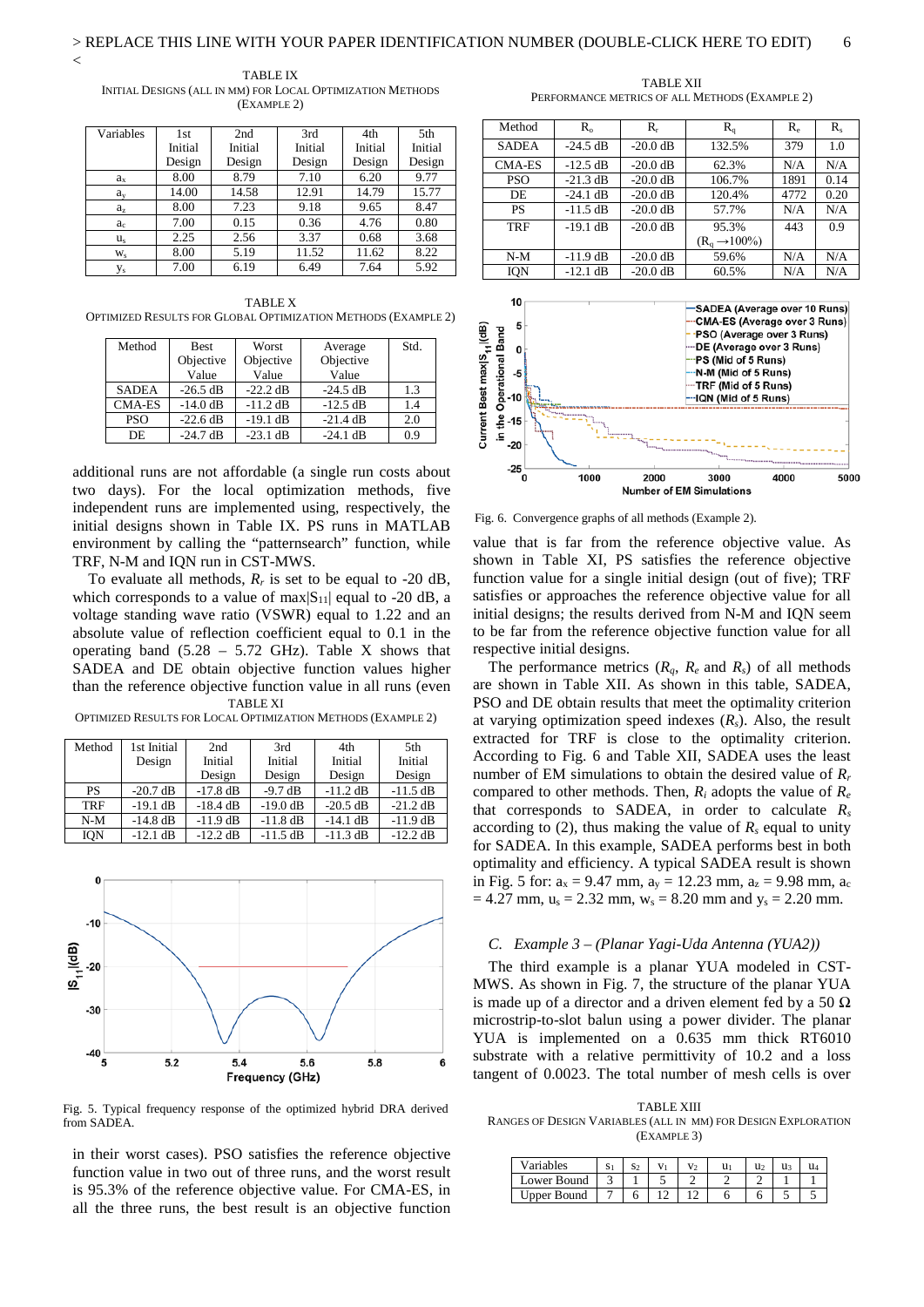TABLE IX
INITIAL DESIGNS (ALL IN MM) FOR LOCAL OPTIMIZATION METHODS (EXAMPLE 2)

| Variables | 1st Initial Design | 2nd Initial Design | 3rd Initial Design | 4th Initial Design | 5th Initial Design |
|---|---|---|---|---|---|
| $a_x$ | 8.00 | 8.79 | 7.10 | 6.20 | 9.77 |
| $a_y$ | 14.00 | 14.58 | 12.91 | 14.79 | 15.77 |
| $a_z$ | 8.00 | 7.23 | 9.18 | 9.65 | 8.47 |
| $a_c$ | 7.00 | 0.15 | 0.36 | 4.76 | 0.80 |
| $u_s$ | 2.25 | 2.56 | 3.37 | 0.68 | 3.68 |
| $w_s$ | 8.00 | 5.19 | 11.52 | 11.62 | 8.22 |
| $y_s$ | 7.00 | 6.19 | 6.49 | 7.64 | 5.92 |

TABLE X
OPTIMIZED RESULTS FOR GLOBAL OPTIMIZATION METHODS (EXAMPLE 2)

| Method | Best Objective Value | Worst Objective Value | Average Objective Value | Std. |
|---|---|---|---|---|
| SADEA | -26.5 dB | -22.2 dB | -24.5 dB | 1.3 |
| CMA-ES | -14.0 dB | -11.2 dB | -12.5 dB | 1.4 |
| PSO | -22.6 dB | -19.1 dB | -21.4 dB | 2.0 |
| DE | -24.7 dB | -23.1 dB | -24.1 dB | 0.9 |

additional runs are not affordable (a single run costs about two days). For the local optimization methods, five independent runs are implemented using, respectively, the initial designs shown in Table IX. PS runs in MATLAB environment by calling the "patternsearch" function, while TRF, N-M and IQN run in CST-MWS.

To evaluate all methods, $R_r$ is set to be equal to -20 dB, which corresponds to a value of max$|S_{11}|$ equal to -20 dB, a voltage standing wave ratio (VSWR) equal to 1.22 and an absolute value of reflection coefficient equal to 0.1 in the operating band (5.28 – 5.72 GHz). Table X shows that SADEA and DE obtain objective function values higher than the reference objective function value in all runs (even in their worst cases). PSO satisfies the reference objective function value in two out of three runs, and the worst result is 95.3% of the reference objective value. For CMA-ES, in all the three runs, the best result is an objective function value that is far from the reference objective value. As shown in Table XI, PS satisfies the reference objective function value for a single initial design (out of five); TRF satisfies or approaches the reference objective value for all initial designs; the results derived from N-M and IQN seem to be far from the reference objective function value for all respective initial designs.

TABLE XI
OPTIMIZED RESULTS FOR LOCAL OPTIMIZATION METHODS (EXAMPLE 2)

| Method | 1st Initial Design | 2nd Initial Design | 3rd Initial Design | 4th Initial Design | 5th Initial Design |
|---|---|---|---|---|---|
| PS | -20.7 dB | -17.8 dB | -9.7 dB | -11.2 dB | -11.5 dB |
| TRF | -19.1 dB | -18.4 dB | -19.0 dB | -20.5 dB | -21.2 dB |
| N-M | -14.8 dB | -11.9 dB | -11.8 dB | -14.1 dB | -11.9 dB |
| IQN | -12.1 dB | -12.2 dB | -11.5 dB | -11.3 dB | -12.2 dB |

Fig. 5. Typical frequency response of the optimized hybrid DRA derived from SADEA.

TABLE XII
PERFORMANCE METRICS OF ALL METHODS (EXAMPLE 2)

| Method | $R_o$ | $R_r$ | $R_q$ | $R_e$ | $R_s$ |
|---|---|---|---|---|---|
| SADEA | -24.5 dB | -20.0 dB | 132.5% | 379 | 1.0 |
| CMA-ES | -12.5 dB | -20.0 dB | 62.3% | N/A | N/A |
| PSO | -21.3 dB | -20.0 dB | 106.7% | 1891 | 0.14 |
| DE | -24.1 dB | -20.0 dB | 120.4% | 4772 | 0.20 |
| PS | -11.5 dB | -20.0 dB | 57.7% | N/A | N/A |
| TRF | -19.1 dB | -20.0 dB | 95.3% ($R_q \rightarrow 100\%$) | 443 | 0.9 |
| N-M | -11.9 dB | -20.0 dB | 59.6% | N/A | N/A |
| IQN | -12.1 dB | -20.0 dB | 60.5% | N/A | N/A |

Fig. 6. Convergence graphs of all methods (Example 2).

The performance metrics ($R_q$, $R_e$ and $R_s$) of all methods are shown in Table XII. As shown in this table, SADEA, PSO and DE obtain results that meet the optimality criterion at varying optimization speed indexes ($R_s$). Also, the result extracted for TRF is close to the optimality criterion. According to Fig. 6 and Table XII, SADEA uses the least number of EM simulations to obtain the desired value of $R_r$ compared to other methods. Then, $R_i$ adopts the value of $R_e$ that corresponds to SADEA, in order to calculate $R_s$ according to (2), thus making the value of $R_s$ equal to unity for SADEA. In this example, SADEA performs best in both optimality and efficiency. A typical SADEA result is shown in Fig. 5 for: $a_x$ = 9.47 mm, $a_y$ = 12.23 mm, $a_z$ = 9.98 mm, $a_c$ = 4.27 mm, $u_s$ = 2.32 mm, $w_s$ = 8.20 mm and $y_s$ = 2.20 mm.

### *C. Example 3 – (Planar Yagi-Uda Antenna (YUA2))*

The third example is a planar YUA modeled in CST-MWS. As shown in Fig. 7, the structure of the planar YUA is made up of a director and a driven element fed by a 50 Ω microstrip-to-slot balun using a power divider. The planar YUA is implemented on a 0.635 mm thick RT6010 substrate with a relative permittivity of 10.2 and a loss tangent of 0.0023. The total number of mesh cells is over

TABLE XIII
RANGES OF DESIGN VARIABLES (ALL IN MM) FOR DESIGN EXPLORATION (EXAMPLE 3)

| Variables | $s_1$ | $s_2$ | $v_1$ | $v_2$ | $u_1$ | $u_2$ | $u_3$ | $u_4$ |
|---|---|---|---|---|---|---|---|---|
| Lower Bound | 3 | 1 | 5 | 2 | 2 | 2 | 1 | 1 |
| Upper Bound | 7 | 6 | 12 | 12 | 6 | 6 | 5 | 5 |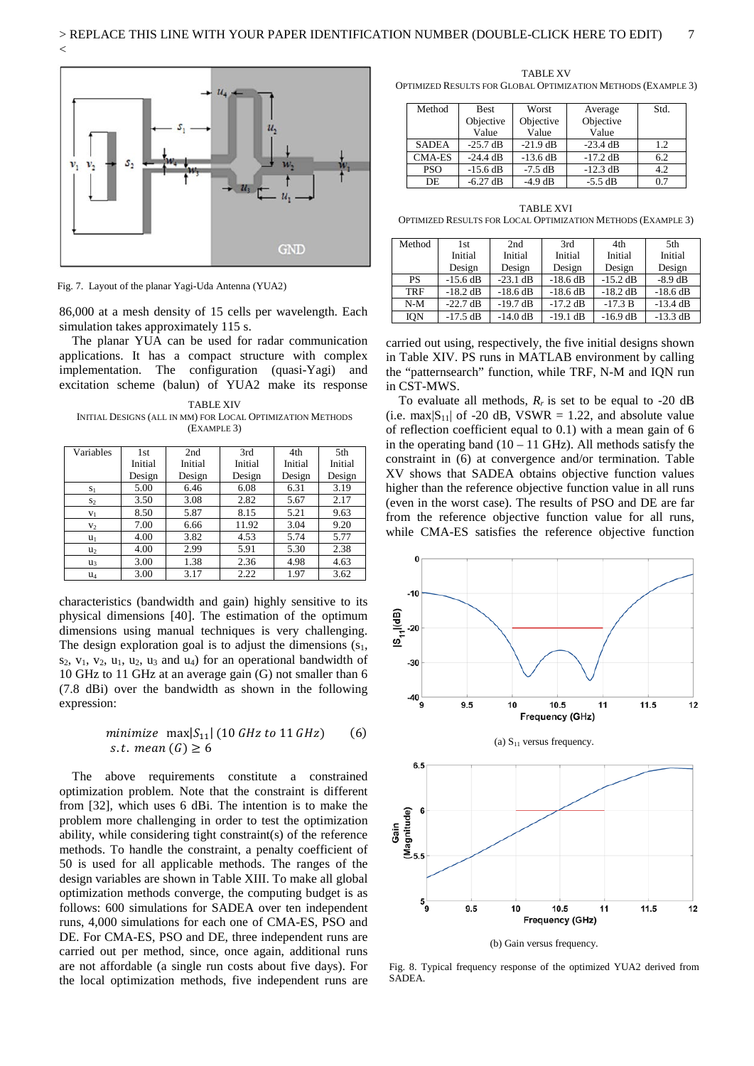Fig. 7. Layout of the planar Yagi-Uda Antenna (YUA2)

86,000 at a mesh density of 15 cells per wavelength. Each simulation takes approximately 115 s.

The planar YUA can be used for radar communication applications. It has a compact structure with complex implementation. The configuration (quasi-Yagi) and excitation scheme (balun) of YUA2 make its response

TABLE XIV
INITIAL DESIGNS (ALL IN MM) FOR LOCAL OPTIMIZATION METHODS (EXAMPLE 3)

| Variables | 1st Initial Design | 2nd Initial Design | 3rd Initial Design | 4th Initial Design | 5th Initial Design |
|---|---|---|---|---|---|
| $s_1$ | 5.00 | 6.46 | 6.08 | 6.31 | 3.19 |
| $s_2$ | 3.50 | 3.08 | 2.82 | 5.67 | 2.17 |
| $v_1$ | 8.50 | 5.87 | 8.15 | 5.21 | 9.63 |
| $v_2$ | 7.00 | 6.66 | 11.92 | 3.04 | 9.20 |
| $u_1$ | 4.00 | 3.82 | 4.53 | 5.74 | 5.77 |
| $u_2$ | 4.00 | 2.99 | 5.91 | 5.30 | 2.38 |
| $u_3$ | 3.00 | 1.38 | 2.36 | 4.98 | 4.63 |
| $u_4$ | 3.00 | 3.17 | 2.22 | 1.97 | 3.62 |

characteristics (bandwidth and gain) highly sensitive to its physical dimensions [40]. The estimation of the optimum dimensions using manual techniques is very challenging. The design exploration goal is to adjust the dimensions ($s_1$, $s_2$, $v_1$, $v_2$, $u_1$, $u_2$, $u_3$ and $u_4$) for an operational bandwidth of 10 GHz to 11 GHz at an average gain (G) not smaller than 6 (7.8 dBi) over the bandwidth as shown in the following expression:

$$\begin{aligned} &minimize \ \ \max|S_{11}| \ (10 \ GHz \ to \ 11 \ GHz) \qquad (6) \\ &s.t. \ mean \ (G) \geq 6 \end{aligned}$$

The above requirements constitute a constrained optimization problem. Note that the constraint is different from [32], which uses 6 dBi. The intention is to make the problem more challenging in order to test the optimization ability, while considering tight constraint(s) of the reference methods. To handle the constraint, a penalty coefficient of 50 is used for all applicable methods. The ranges of the design variables are shown in Table XIII. To make all global optimization methods converge, the computing budget is as follows: 600 simulations for SADEA over ten independent runs, 4,000 simulations for each one of CMA-ES, PSO and DE. For CMA-ES, PSO and DE, three independent runs are carried out per method, since, once again, additional runs are not affordable (a single run costs about five days). For the local optimization methods, five independent runs are

TABLE XV
OPTIMIZED RESULTS FOR GLOBAL OPTIMIZATION METHODS (EXAMPLE 3)

| Method | Best Objective Value | Worst Objective Value | Average Objective Value | Std. |
|---|---|---|---|---|
| SADEA | -25.7 dB | -21.9 dB | -23.4 dB | 1.2 |
| CMA-ES | -24.4 dB | -13.6 dB | -17.2 dB | 6.2 |
| PSO | -15.6 dB | -7.5 dB | -12.3 dB | 4.2 |
| DE | -6.27 dB | -4.9 dB | -5.5 dB | 0.7 |

TABLE XVI
OPTIMIZED RESULTS FOR LOCAL OPTIMIZATION METHODS (EXAMPLE 3)

| Method | 1st Initial Design | 2nd Initial Design | 3rd Initial Design | 4th Initial Design | 5th Initial Design |
|---|---|---|---|---|---|
| PS | -15.6 dB | -23.1 dB | -18.6 dB | -15.2 dB | -8.9 dB |
| TRF | -18.2 dB | -18.6 dB | -18.6 dB | -18.2 dB | -18.6 dB |
| N-M | -22.7 dB | -19.7 dB | -17.2 dB | -17.3 B | -13.4 dB |
| IQN | -17.5 dB | -14.0 dB | -19.1 dB | -16.9 dB | -13.3 dB |

carried out using, respectively, the five initial designs shown in Table XIV. PS runs in MATLAB environment by calling the "patternsearch" function, while TRF, N-M and IQN run in CST-MWS.

To evaluate all methods, $R_r$ is set to be equal to -20 dB (i.e. $\max|S_{11}|$ of -20 dB, VSWR = 1.22, and absolute value of reflection coefficient equal to 0.1) with a mean gain of 6 in the operating band (10 – 11 GHz). All methods satisfy the constraint in (6) at convergence and/or termination. Table XV shows that SADEA obtains objective function values higher than the reference objective function value in all runs (even in the worst case). The results of PSO and DE are far from the reference objective function value for all runs, while CMA-ES satisfies the reference objective function

(a) $S_{11}$ versus frequency.

(b) Gain versus frequency.

Fig. 8. Typical frequency response of the optimized YUA2 derived from SADEA.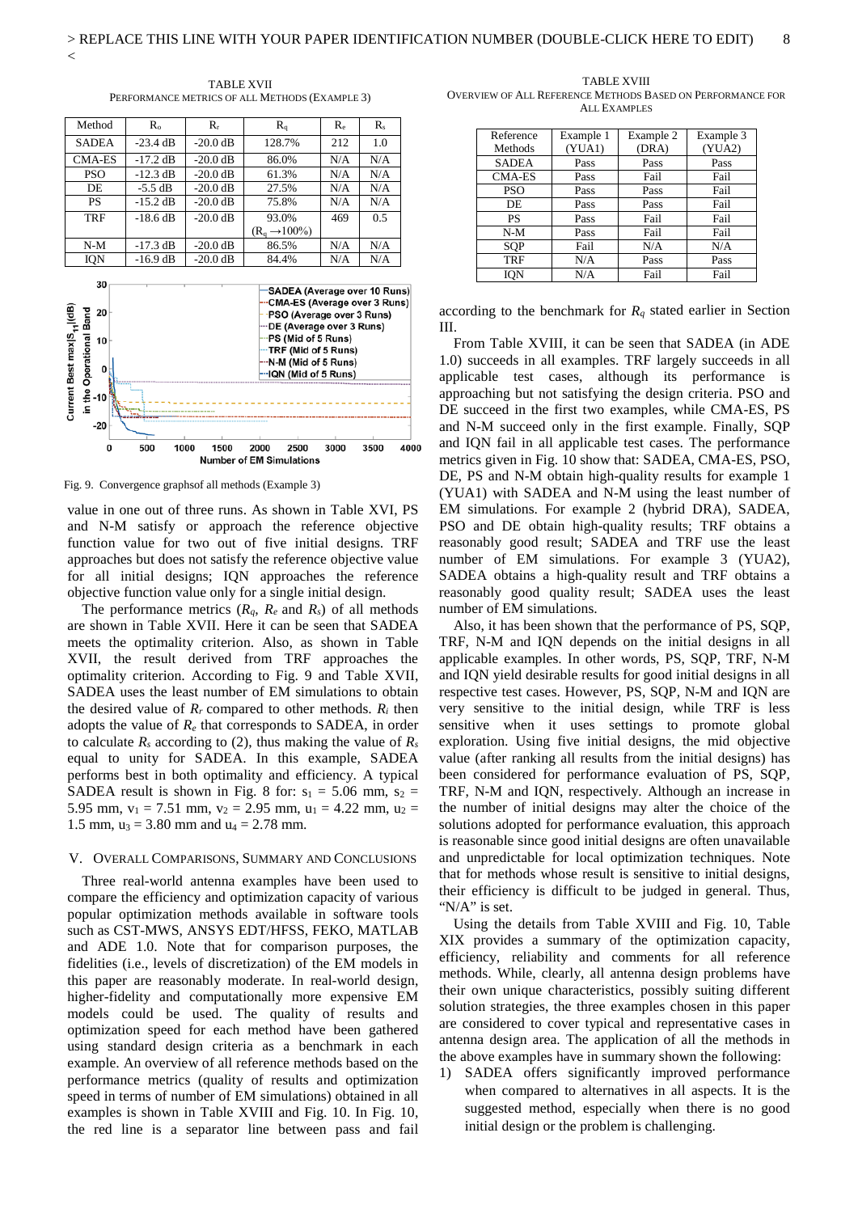TABLE XVII
PERFORMANCE METRICS OF ALL METHODS (EXAMPLE 3)

| Method | $R_o$ | $R_r$ | $R_q$ | $R_e$ | $R_s$ |
|---|---|---|---|---|---|
| SADEA | -23.4 dB | -20.0 dB | 128.7% | 212 | 1.0 |
| CMA-ES | -17.2 dB | -20.0 dB | 86.0% | N/A | N/A |
| PSO | -12.3 dB | -20.0 dB | 61.3% | N/A | N/A |
| DE | -5.5 dB | -20.0 dB | 27.5% | N/A | N/A |
| PS | -15.2 dB | -20.0 dB | 75.8% | N/A | N/A |
| TRF | -18.6 dB | -20.0 dB | 93.0% ($R_q \rightarrow 100\%$) | 469 | 0.5 |
| N-M | -17.3 dB | -20.0 dB | 86.5% | N/A | N/A |
| IQN | -16.9 dB | -20.0 dB | 84.4% | N/A | N/A |

Fig. 9. Convergence graphsof all methods (Example 3)

value in one out of three runs. As shown in Table XVI, PS and N-M satisfy or approach the reference objective function value for two out of five initial designs. TRF approaches but does not satisfy the reference objective value for all initial designs; IQN approaches the reference objective function value only for a single initial design.

The performance metrics ($R_q$, $R_e$ and $R_s$) of all methods are shown in Table XVII. Here it can be seen that SADEA meets the optimality criterion. Also, as shown in Table XVII, the result derived from TRF approaches the optimality criterion. According to Fig. 9 and Table XVII, SADEA uses the least number of EM simulations to obtain the desired value of $R_r$ compared to other methods. $R_i$ then adopts the value of $R_e$ that corresponds to SADEA, in order to calculate $R_s$ according to (2), thus making the value of $R_s$ equal to unity for SADEA. In this example, SADEA performs best in both optimality and efficiency. A typical SADEA result is shown in Fig. 8 for: $s_1$ = 5.06 mm, $s_2$ = 5.95 mm, $v_1$ = 7.51 mm, $v_2$ = 2.95 mm, $u_1$ = 4.22 mm, $u_2$ = 1.5 mm, $u_3$ = 3.80 mm and $u_4$ = 2.78 mm.

## V. OVERALL COMPARISONS, SUMMARY AND CONCLUSIONS

Three real-world antenna examples have been used to compare the efficiency and optimization capacity of various popular optimization methods available in software tools such as CST-MWS, ANSYS EDT/HFSS, FEKO, MATLAB and ADE 1.0. Note that for comparison purposes, the fidelities (i.e., levels of discretization) of the EM models in this paper are reasonably moderate. In real-world design, higher-fidelity and computationally more expensive EM models could be used. The quality of results and optimization speed for each method have been gathered using standard design criteria as a benchmark in each example. An overview of all reference methods based on the performance metrics (quality of results and optimization speed in terms of number of EM simulations) obtained in all examples is shown in Table XVIII and Fig. 10. In Fig. 10, the red line is a separator line between pass and fail according to the benchmark for $R_q$ stated earlier in Section III.

TABLE XVIII
OVERVIEW OF ALL REFERENCE METHODS BASED ON PERFORMANCE FOR ALL EXAMPLES

| Reference Methods | Example 1 (YUA1) | Example 2 (DRA) | Example 3 (YUA2) |
|---|---|---|---|
| SADEA | Pass | Pass | Pass |
| CMA-ES | Pass | Fail | Fail |
| PSO | Pass | Pass | Fail |
| DE | Pass | Pass | Fail |
| PS | Pass | Fail | Fail |
| N-M | Pass | Fail | Fail |
| SQP | Fail | N/A | N/A |
| TRF | N/A | Pass | Pass |
| IQN | N/A | Fail | Fail |

From Table XVIII, it can be seen that SADEA (in ADE 1.0) succeeds in all examples. TRF largely succeeds in all applicable test cases, although its performance is approaching but not satisfying the design criteria. PSO and DE succeed in the first two examples, while CMA-ES, PS and N-M succeed only in the first example. Finally, SQP and IQN fail in all applicable test cases. The performance metrics given in Fig. 10 show that: SADEA, CMA-ES, PSO, DE, PS and N-M obtain high-quality results for example 1 (YUA1) with SADEA and N-M using the least number of EM simulations. For example 2 (hybrid DRA), SADEA, PSO and DE obtain high-quality results; TRF obtains a reasonably good result; SADEA and TRF use the least number of EM simulations. For example 3 (YUA2), SADEA obtains a high-quality result and TRF obtains a reasonably good quality result; SADEA uses the least number of EM simulations.

Also, it has been shown that the performance of PS, SQP, TRF, N-M and IQN depends on the initial designs in all applicable examples. In other words, PS, SQP, TRF, N-M and IQN yield desirable results for good initial designs in all respective test cases. However, PS, SQP, N-M and IQN are very sensitive to the initial design, while TRF is less sensitive when it uses settings to promote global exploration. Using five initial designs, the mid objective value (after ranking all results from the initial designs) has been considered for performance evaluation of PS, SQP, TRF, N-M and IQN, respectively. Although an increase in the number of initial designs may alter the choice of the solutions adopted for performance evaluation, this approach is reasonable since good initial designs are often unavailable and unpredictable for local optimization techniques. Note that for methods whose result is sensitive to initial designs, their efficiency is difficult to be judged in general. Thus, "N/A" is set.

Using the details from Table XVIII and Fig. 10, Table XIX provides a summary of the optimization capacity, efficiency, reliability and comments for all reference methods. While, clearly, all antenna design problems have their own unique characteristics, possibly suiting different solution strategies, the three examples chosen in this paper are considered to cover typical and representative cases in antenna design area. The application of all the methods in the above examples have in summary shown the following:

1) SADEA offers significantly improved performance when compared to alternatives in all aspects. It is the suggested method, especially when there is no good initial design or the problem is challenging.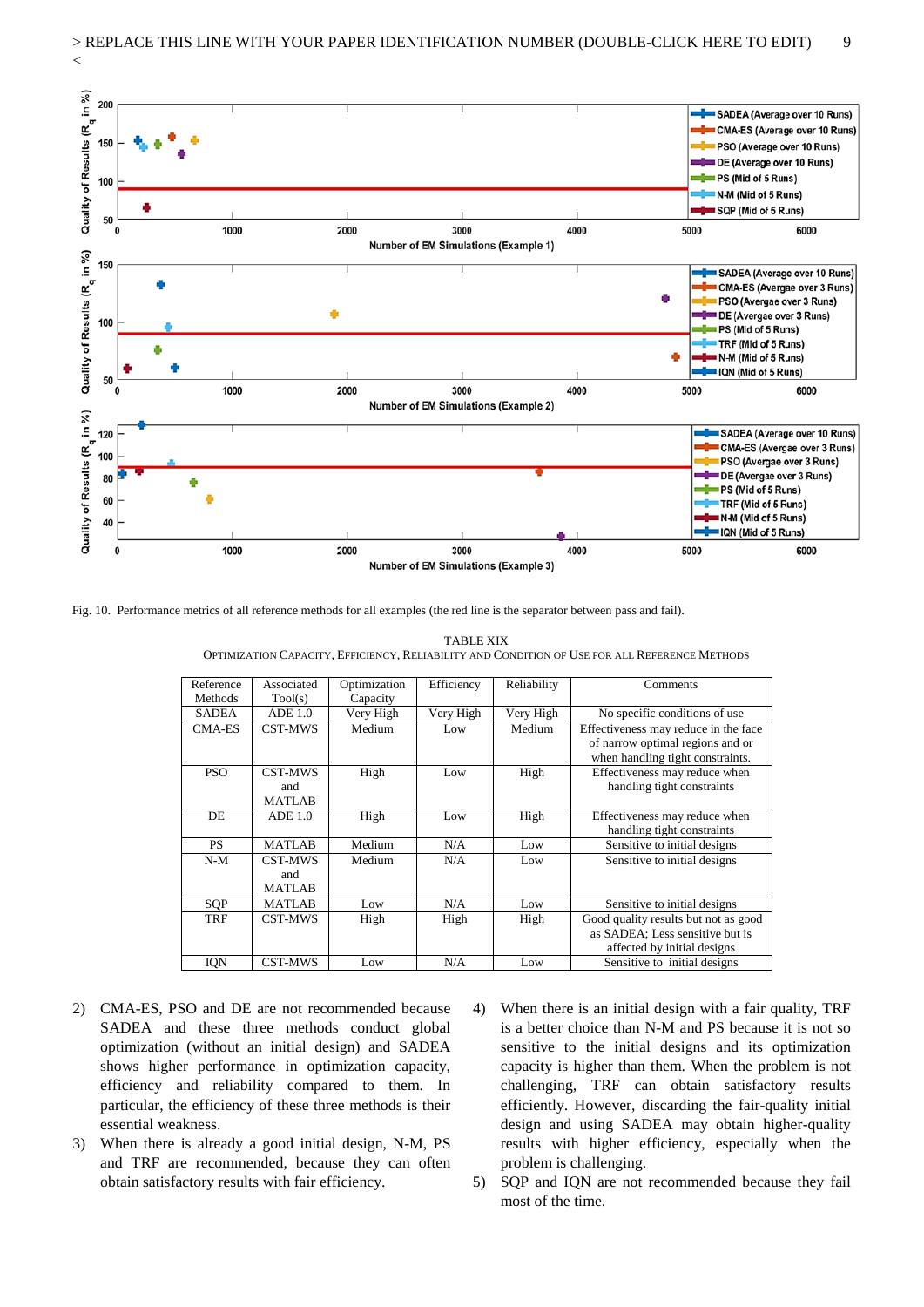Fig. 10. Performance metrics of all reference methods for all examples (the red line is the separator between pass and fail).

TABLE XIX

OPTIMIZATION CAPACITY, EFFICIENCY, RELIABILITY AND CONDITION OF USE FOR ALL REFERENCE METHODS

| Reference Methods | Associated Tool(s) | Optimization Capacity | Efficiency | Reliability | Comments |
|---|---|---|---|---|---|
| SADEA | ADE 1.0 | Very High | Very High | Very High | No specific conditions of use |
| CMA-ES | CST-MWS | Medium | Low | Medium | Effectiveness may reduce in the face of narrow optimal regions and or when handling tight constraints. |
| PSO | CST-MWS and MATLAB | High | Low | High | Effectiveness may reduce when handling tight constraints |
| DE | ADE 1.0 | High | Low | High | Effectiveness may reduce when handling tight constraints |
| PS | MATLAB | Medium | N/A | Low | Sensitive to initial designs |
| N-M | CST-MWS and MATLAB | Medium | N/A | Low | Sensitive to initial designs |
| SQP | MATLAB | Low | N/A | Low | Sensitive to initial designs |
| TRF | CST-MWS | High | High | High | Good quality results but not as good as SADEA; Less sensitive but is affected by initial designs |
| IQN | CST-MWS | Low | N/A | Low | Sensitive to initial designs |

2) CMA-ES, PSO and DE are not recommended because SADEA and these three methods conduct global optimization (without an initial design) and SADEA shows higher performance in optimization capacity, efficiency and reliability compared to them. In particular, the efficiency of these three methods is their essential weakness.

3) When there is already a good initial design, N-M, PS and TRF are recommended, because they can often obtain satisfactory results with fair efficiency.

4) When there is an initial design with a fair quality, TRF is a better choice than N-M and PS because it is not so sensitive to the initial designs and its optimization capacity is higher than them. When the problem is not challenging, TRF can obtain satisfactory results efficiently. However, discarding the fair-quality initial design and using SADEA may obtain higher-quality results with higher efficiency, especially when the problem is challenging.

5) SQP and IQN are not recommended because they fail most of the time.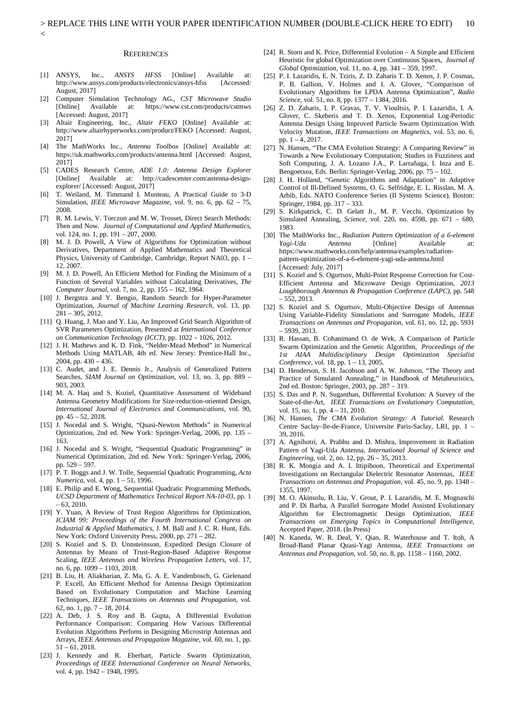## References

[1] ANSYS, Inc., *ANSYS HFSS* [Online] Available at: http://www.ansys.com/products/electronics/ansys-hfss [Accessed: August, 2017]

[2] Computer Simulation Technology AG., *CST Microwave Studio* [Online] Available at: https://www.cst.com/products/cstmws [Accessed: August, 2017]

[3] Altair Engineering, Inc., *Altair FEKO* [Online] Available at: http://www.altairhyperworks.com/product/FEKO [Accessed: August, 2017]

[4] The MathWorks Inc., *Antenna Toolbox* [Online] Available at: https://uk.mathworks.com/products/antenna.html [Accessed: August, 2017]

[5] CADES Research Centre, *ADE 1.0: Antenna Design Explorer* [Online] Available at: http://cadescenter.com/antenna-design-explorer/ [Accessed: August, 2017]

[6] T. Weiland, M. Timmand I. Munteau, A Practical Guide to 3-D Simulation, *IEEE Microwave Magazine*, vol. 9, no. 6, pp. 62 – 75, 2008.

[7] R. M. Lewis, V. Torczon and M. W. Trosset, Direct Search Methods: Then and Now. *Journal of Computational and Applied Mathematics*, vol. 124, no. 1, pp. 191 – 207, 2000.

[8] M. J. D. Powell, A View of Algorithms for Optimization without Derivatives, Department of Applied Mathematics and Theoretical Physics, University of Cambridge, Cambridge, Report NA03, pp. 1 – 12, 2007.

[9] M. J. D. Powell, An Efficient Method for Finding the Minimum of a Function of Several Variables without Calculating Derivatives, *The Computer Journal*, vol. 7, no. 2, pp. 155 – 162, 1964.

[10] J. Bergstra and Y. Bengio, Random Search for Hyper-Parameter Optimization, *Journal of Machine Learning Research*, vol. 13, pp. 281 – 305, 2012.

[11] Q. Huang, J. Mao and Y. Liu, An Improved Grid Search Algorithm of SVR Parameters Optimization, Presented at *International Conference on Communication Technology (ICCT)*, pp. 1022 – 1026, 2012.

[12] J. H. Mathews and K. D. Fink, "Nelder-Mead Method" in Numerical Methods Using MATLAB, 4th ed. New Jersey: Prentice-Hall Inc., 2004, pp. 430 – 436.

[13] C. Audet, and J. E. Dennis Jr., Analysis of Generalized Pattern Searches, *SIAM Journal on Optimization*, vol. 13, no. 3, pp. 889 – 903, 2003.

[14] M. A. Haq and S. Koziel, Quantitative Assessment of Wideband Antenna Geometry Modifications for Size-reduction-oriented Design, *International Journal of Electronics and Communications*, vol. 90, pp. 45 – 52, 2018.

[15] J. Nocedal and S. Wright, "Quasi-Newton Methods" in Numerical Optimization, 2nd ed. New York: Springer-Verlag, 2006, pp. 135 – 163.

[16] J. Nocedal and S. Wright, "Sequential Quadratic Programming" in Numerical Optimization, 2nd ed. New York: Springer-Verlag, 2006, pp. 529 – 597.

[17] P. T. Boggs and J. W. Tolle, Sequential Quadratic Programming, *Acta Numerica*, vol. 4, pp. 1 – 51, 1996.

[18] E. Philip and E. Wong, Sequential Quadratic Programming Methods, *UCSD Department of Mathematics Technical Report NA-10-03*, pp. 1 – 63, 2010.

[19] Y. Yuan, A Review of Trust Region Algorithms for Optimization, *ICIAM 99: Proceedings of the Fourth International Congress on Industrial & Applied Mathematics*, J. M. Ball and J. C. R. Hunt, Eds. New York: Oxford University Press, 2000, pp. 271 – 282.

[20] S. Koziel and S. D. Unnsteinsson, Expedited Design Closure of Antennas by Means of Trust-Region-Based Adaptive Response Scaling, *IEEE Antennas and Wireless Propagation Letters*, vol. 17, no. 6, pp. 1099 – 1103, 2018.

[21] B. Liu, H. Aliakbarian, Z. Ma, G. A. E. Vandenbosch, G. Gielenand P. Excell, An Efficient Method for Antenna Design Optimization Based on Evolutionary Computation and Machine Learning Techniques, *IEEE Transactions on Antennas and Propagation*, vol. 62, no. 1, pp. 7 – 18, 2014.

[22] A. Deb, J. S. Roy and B. Gupta, A Differential Evolution Performance Comparison: Comparing How Various Differential Evolution Algorithms Perform in Designing Microstrip Antennas and Arrays, *IEEE Antennas and Propagation Magazine*, vol. 60, no. 1, pp. 51 – 61, 2018.

[23] J. Kennedy and R. Eberhart, Particle Swarm Optimization, *Proceedings of IEEE International Conference on Neural Networks*, vol. 4, pp. 1942 – 1948, 1995.

[24] R. Storn and K. Price, Differential Evolution – A Simple and Efficient Heuristic for global Optimization over Continuous Spaces, *Journal of Global Optimization*, vol. 11, no. 4, pp. 341 – 359, 1997.

[25] P. I. Lazaridis, E. N. Tziris, Z. D. Zaharis T. D. Xenos, J. P. Cosmas, P. B. Gallion, V. Holmes and I. A. Glover, "Comparison of Evolutionary Algorithms for LPDA Antenna Optimization", *Radio Science*, vol. 51, no. 8, pp. 1377 – 1384, 2016.

[26] Z. D. Zaharis, I. P. Gravas, T. V. Yioultsis, P. I. Lazaridis, I. A. Glover, C. Skeberis and T. D. Xenos, Exponential Log-Periodic Antenna Design Using Improved Particle Swarm Optimization With Velocity Mutation, *IEEE Transactions on Magnetics*, vol. 53, no. 6, pp. 1 – 4, 2017.

[27] N. Hansen, "The CMA Evolution Strategy: A Comparing Review" in Towards a New Evolutionary Computation; Studies in Fuzziness and Soft Computing, J. A. Lozano J.A., P. Larrañaga, I. Inza and E. Bengoetxea, Eds. Berlin: Springer-Verlag, 2006, pp. 75 – 102.

[28] J. H. Holland, "Genetic Algorithms and Adaptation" in Adaptive Control of Ill-Defined Systems, O. G. Selfridge, E. L. Risslan, M. A. Arbib, Eds. NATO Conference Series (II Systems Science), Boston: Springer, 1984, pp. 317 – 333.

[29] S. Kirkpatrick, C. D. Gelatt Jr., M. P. Vecchi, Optimization by Simulated Annealing, *Science*, vol. 220, no. 4598, pp. 671 – 680, 1983.

[30] The MathWorks Inc., *Radiation Pattern Optimization of a 6-element Yagi-Uda Antenna* [Online] Available at: https://www.mathworks.com/help/antenna/examples/radiation-pattern-optimization-of-a-6-element-yagi-uda-antenna.html [Accessed: July, 2017]

[31] S. Koziel and S. Ogurtsov, Multi-Point Response Correction for Cost-Efficient Antenna and Microwave Design Optimization, *2013 Loughborough Antennas & Propagation Conference (LAPC)*, pp. 548 – 552, 2013.

[32] S. Koziel and S. Ogurtsov, Multi-Objective Design of Antennas Using Variable-Fidelity Simulations and Surrogate Models, *IEEE Transactions on Antennas and Propagation*, vol. 61, no. 12, pp. 5931 – 5939, 2013.

[33] R. Hassan, B. Cohanimand O. de Wek, A Comparison of Particle Swarm Optimization and the Genetic Algorithm, *Proceedings of the 1st AIAA Multidisciplinary Design Optimization Specialist Conference*, vol. 18, pp. 1 – 13, 2005.

[34] D. Henderson, S. H. Jacobson and A. W. Johnson, "The Theory and Practice of Simulated Annealing," in Handbook of Metaheuristics, 2nd ed. Boston: Springer, 2003, pp. 287 – 319.

[35] S. Das and P. N. Suganthan, Differential Evolution: A Survey of the State-of-the-Art, *IEEE Transactions on Evolutionary Computation*, vol. 15, no. 1, pp. 4 – 31, 2010.

[36] N. Hansen, *The CMA Evolution Strategy: A Tutorial*. Research Centre Saclay–Ile-de-France, Universite Paris-Saclay, LRI, pp. 1 – 39, 2016.

[37] A. Agnihotri, A. Prabhu and D. Mishra, Improvement in Radiation Pattern of Yagi-Uda Antenna, *International Journal of Science and Engineering*, vol. 2, no. 12, pp. 26 – 35, 2013.

[38] R. K. Mongia and A. I. Ittipiboon, Theoretical and Experimental Investigations on Rectangular Dielectric Resonator Antennas, *IEEE Transactions on Antennas and Propagation*, vol. 45, no. 9, pp. 1348 – 1355, 1997.

[39] M. O. Akinsolu, B. Liu, V. Grout, P. I. Lazaridis, M. E. Mognaschi and P. Di Barba, A Parallel Surrogate Model Assisted Evolutionary Algorithm for Electromagnetic Design Optimization, *IEEE Transactions on Emerging Topics in Computational Intelligence*, Accepted Paper, 2018. (In Press)

[40] N. Kaneda, W. R. Deal, Y. Qian, R. Waterhouse and T. Itoh, A Broad-Band Planar Quasi-Yagi Antenna, *IEEE Transactions on Antennas and Propagation*, vol. 50, no. 8, pp. 1158 – 1160, 2002.